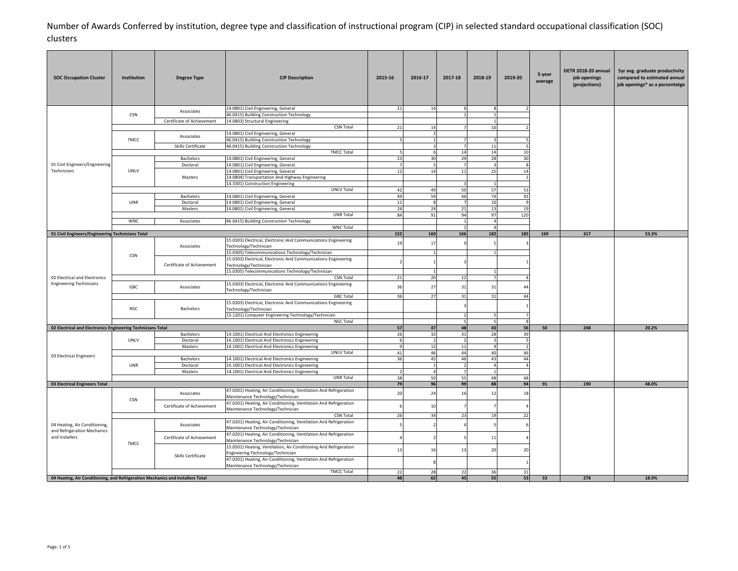# Number of Awards Conferred by institution, degree type and classification of instructional program (CIP) in selected standard occupational classification (SOC) clusters

| SOC Occupation Cluster | Institution | Degree Type | CIP Description | 2015-16 | 2016-17 | 2017-18 | 2018-19 | 2019-20 | 5-year average | DETR 2018-20 annual job openings (projections) | 5yr avg. graduate productivity compared to estimated annual job openings* as a percentatge |
|---|---|---|---|---|---|---|---|---|---|---|---|
| 01 Civil Engineers/Engineering Technicians | CSN | Associates | 14.0801) Civil Engineering, General | 21 | 14 | 6 | 8 | 2 | | | |
| | | | 46.0415) Building Construction Technology | | | 1 | 1 | | | | |
| | | Certificate of Achievement | 14.0803) Structural Engineering | | | | 1 | | | | |
| | | | CSN Total | 21 | 14 | 7 | 10 | 2 | | | |
| | TMCC | Associates | 14.0801) Civil Engineering, General | | 2 | | | | | | |
| | | | 46.0415) Building Construction Technology | 5 | 1 | 7 | 3 | 5 | | | |
| | | Skills Certificate | 46.0415) Building Construction Technology | | 3 | 7 | 11 | 5 | | | |
| | | | TMCC Total | 5 | 6 | 14 | 14 | 10 | | | |
| | UNLV | Bachelors | 14.0801) Civil Engineering, General | 23 | 30 | 29 | 28 | 30 | | | |
| | | Doctoral | 14.0801) Civil Engineering, General | 7 | 5 | 7 | 3 | 8 | | | |
| | | Masters | 14.0801) Civil Engineering, General | 12 | 14 | 11 | 25 | 14 | | | |
| | | | 14.0804) Transportation And Highway Engineering | | | | | 1 | | | |
| | | | 14.3301) Construction Engineering | | | 3 | 1 | | | | |
| | | | UNLV Total | 42 | 49 | 50 | 57 | 53 | | | |
| | UNR | Bachelors | 14.0801) Civil Engineering, General | 49 | 59 | 66 | 74 | 92 | | | |
| | | Doctoral | 14.0801) Civil Engineering, General | 11 | 8 | 7 | 10 | 9 | | | |
| | | Masters | 14.0801) Civil Engineering, General | 24 | 24 | 21 | 13 | 19 | | | |
| | | | UNR Total | 84 | 91 | 94 | 97 | 120 | | | |
| | WNC | Associates | 46.0415) Building Construction Technology | | | 1 | 4 | | | | |
| | | | WNC Total | | | 1 | 4 | | | | |
| **01 Civil Engineers/Engineering Technicians Total** | | | | **152** | **160** | **166** | **182** | **185** | **169** | **317** | **53.3%** |
| 02 Electrical and Electronics Engineering Technicians | CSN | Associates | 15.0303) Electrical, Electronic And Communications Engineering Technology/Technician | 19 | 17 | 9 | 5 | 3 | | | |
| | | | 15.0305) Telecommunications Technology/Technician | | 1 | | 1 | | | | |
| | | Certificate of Achievement | 15.0303) Electrical, Electronic And Communications Engineering Technology/Technician | 2 | 1 | 3 | | 1 | | | |
| | | | 15.0305) Telecommunications Technology/Technician | | 1 | | 1 | | | | |
| | | | CSN Total | 21 | 20 | 12 | 7 | 4 | | | |
| | GBC | Associates | 15.0303) Electrical, Electronic And Communications Engineering Technology/Technician | 36 | 27 | 31 | 31 | 44 | | | |
| | | | GBC Total | 36 | 27 | 31 | 31 | 44 | | | |
| | NSC | Bachelors | 15.0303) Electrical, Electronic And Communications Engineering Technology/Technician | | | 3 | | 1 | | | |
| | | | 15.1201) Computer Engineering Technology/Technician | | | 2 | 5 | 7 | | | |
| | | | NSC Total | | | 5 | 5 | 8 | | | |
| **02 Electrical and Electronics Engineering Technicians Total** | | | | **57** | **47** | **48** | **43** | **56** | **50** | **248** | **20.2%** |
| 03 Electrical Engineers | UNLV | Bachelors | 14.1001) Electrical And Electronics Engineering | 26 | 32 | 31 | 28 | 39 | | | |
| | | Doctoral | 14.1001) Electrical And Electronics Engineering | 6 | 2 | 2 | 3 | 5 | | | |
| | | Masters | 14.1001) Electrical And Electronics Engineering | 9 | 12 | 11 | 9 | 2 | | | |
| | | | UNLV Total | 41 | 46 | 44 | 40 | 46 | | | |
| | UNR | Bachelors | 14.1001) Electrical And Electronics Engineering | 36 | 45 | 46 | 43 | 44 | | | |
| | | Doctoral | 14.1001) Electrical And Electronics Engineering | | 1 | 2 | 4 | 4 | | | |
| | | Masters | 14.1001) Electrical And Electronics Engineering | 2 | 4 | 7 | 1 | | | | |
| | | | UNR Total | 38 | 50 | 55 | 48 | 48 | | | |
| **03 Electrical Engineers Total** | | | | **79** | **96** | **99** | **88** | **94** | **91** | **190** | **48.0%** |
| 04 Heating, Air Conditioning, and Refrigeration Mechanics and Installers | CSN | Associates | 47.0201) Heating, Air Conditioning, Ventilation And Refrigeration Maintenance Technology/Technician | 20 | 24 | 16 | 12 | 18 | | | |
| | | Certificate of Achievement | 47.0201) Heating, Air Conditioning, Ventilation And Refrigeration Maintenance Technology/Technician | 6 | 10 | 7 | 7 | 4 | | | |
| | | | CSN Total | 26 | 34 | 23 | 19 | 22 | | | |
| | TMCC | Associates | 47.0201) Heating, Air Conditioning, Ventilation And Refrigeration Maintenance Technology/Technician | 5 | 2 | 4 | 5 | 6 | | | |
| | | Certificate of Achievement | 47.0201) Heating, Air Conditioning, Ventilation And Refrigeration Maintenance Technology/Technician | 4 | 2 | 5 | 11 | 4 | | | |
| | | Skills Certificate | 15.0501) Heating, Ventilation, Air Conditioning And Refrigeration Engineering Technology/Technician | 13 | 16 | 13 | 20 | 20 | | | |
| | | | 47.0201) Heating, Air Conditioning, Ventilation And Refrigeration Maintenance Technology/Technician | | 8 | | | 1 | | | |
| | | | TMCC Total | 22 | 28 | 22 | 36 | 31 | | | |
| **04 Heating, Air Conditioning, and Refrigeration Mechanics and Installers Total** | | | | **48** | **62** | **45** | **55** | **53** | **53** | **278** | **18.9%** |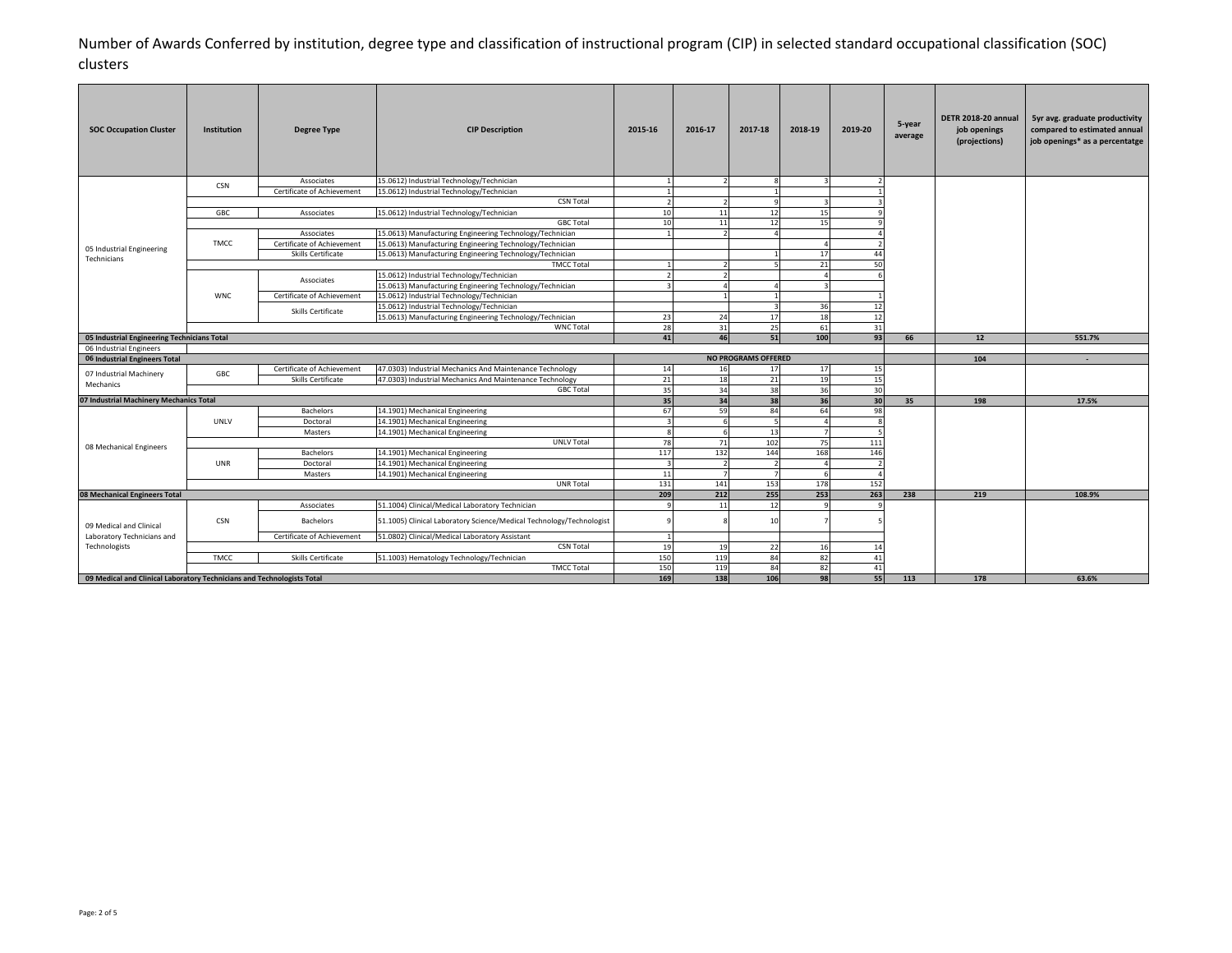# Number of Awards Conferred by institution, degree type and classification of instructional program (CIP) in selected standard occupational classification (SOC) clusters

| SOC Occupation Cluster | Institution | Degree Type | CIP Description | 2015-16 | 2016-17 | 2017-18 | 2018-19 | 2019-20 | 5-year average | DETR 2018-20 annual job openings (projections) | 5yr avg. graduate productivity compared to estimated annual job openings* as a percentatge |
|---|---|---|---|---|---|---|---|---|---|---|---|
| 05 Industrial Engineering Technicians | CSN | Associates | 15.0612) Industrial Technology/Technician | 1 | 2 | 8 | 3 | 2 | | | |
| | | Certificate of Achievement | 15.0612) Industrial Technology/Technician | 1 | | 1 | | 1 | | | |
| | | | CSN Total | 2 | 2 | 9 | 3 | 3 | | | |
| | GBC | Associates | 15.0612) Industrial Technology/Technician | 10 | 11 | 12 | 15 | 9 | | | |
| | | | GBC Total | 10 | 11 | 12 | 15 | 9 | | | |
| | TMCC | Associates | 15.0613) Manufacturing Engineering Technology/Technician | 1 | 2 | 4 | | 4 | | | |
| | | Certificate of Achievement | 15.0613) Manufacturing Engineering Technology/Technician | | | | 4 | 2 | | | |
| | | Skills Certificate | 15.0613) Manufacturing Engineering Technology/Technician | | | 1 | 17 | 44 | | | |
| | | | TMCC Total | 1 | 2 | 5 | 21 | 50 | | | |
| | WNC | Associates | 15.0612) Industrial Technology/Technician | 2 | 2 | | 4 | 6 | | | |
| | | | 15.0613) Manufacturing Engineering Technology/Technician | 3 | 4 | 4 | 3 | | | | |
| | | Certificate of Achievement | 15.0612) Industrial Technology/Technician | | 1 | 1 | | 1 | | | |
| | | Skills Certificate | 15.0612) Industrial Technology/Technician | | | 3 | 36 | 12 | | | |
| | | | 15.0613) Manufacturing Engineering Technology/Technician | 23 | 24 | 17 | 18 | 12 | | | |
| | | | WNC Total | 28 | 31 | 25 | 61 | 31 | | | |
| **05 Industrial Engineering Technicians Total** | | | | **41** | **46** | **51** | **100** | **93** | **66** | **12** | **551.7%** |
| 06 Industrial Engineers | | | | | | | | | | | |
| **06 Industrial Engineers Total** | | | | | | **NO PROGRAMS OFFERED** | | | | **104** | **-** |
| 07 Industrial Machinery Mechanics | GBC | Certificate of Achievement | 47.0303) Industrial Mechanics And Maintenance Technology | 14 | 16 | 17 | 17 | 15 | | | |
| | | Skills Certificate | 47.0303) Industrial Mechanics And Maintenance Technology | 21 | 18 | 21 | 19 | 15 | | | |
| | | | GBC Total | 35 | 34 | 38 | 36 | 30 | | | |
| **07 Industrial Machinery Mechanics Total** | | | | **35** | **34** | **38** | **36** | **30** | **35** | **198** | **17.5%** |
| 08 Mechanical Engineers | UNLV | Bachelors | 14.1901) Mechanical Engineering | 67 | 59 | 84 | 64 | 98 | | | |
| | | Doctoral | 14.1901) Mechanical Engineering | 3 | 6 | 5 | 4 | 8 | | | |
| | | Masters | 14.1901) Mechanical Engineering | 8 | 6 | 13 | 7 | 5 | | | |
| | | | UNLV Total | 78 | 71 | 102 | 75 | 111 | | | |
| | UNR | Bachelors | 14.1901) Mechanical Engineering | 117 | 132 | 144 | 168 | 146 | | | |
| | | Doctoral | 14.1901) Mechanical Engineering | 3 | 2 | 2 | 4 | 2 | | | |
| | | Masters | 14.1901) Mechanical Engineering | 11 | 7 | 7 | 6 | 4 | | | |
| | | | UNR Total | 131 | 141 | 153 | 178 | 152 | | | |
| **08 Mechanical Engineers Total** | | | | **209** | **212** | **255** | **253** | **263** | **238** | **219** | **108.9%** |
| 09 Medical and Clinical Laboratory Technicians and Technologists | CSN | Associates | 51.1004) Clinical/Medical Laboratory Technician | 9 | 11 | 12 | 9 | 9 | | | |
| | | Bachelors | 51.1005) Clinical Laboratory Science/Medical Technology/Technologist | 9 | 8 | 10 | 7 | 5 | | | |
| | | Certificate of Achievement | 51.0802) Clinical/Medical Laboratory Assistant | 1 | | | | | | | |
| | | | CSN Total | 19 | 19 | 22 | 16 | 14 | | | |
| | TMCC | Skills Certificate | 51.1003) Hematology Technology/Technician | 150 | 119 | 84 | 82 | 41 | | | |
| | | | TMCC Total | 150 | 119 | 84 | 82 | 41 | | | |
| **09 Medical and Clinical Laboratory Technicians and Technologists Total** | | | | **169** | **138** | **106** | **98** | **55** | **113** | **178** | **63.6%** |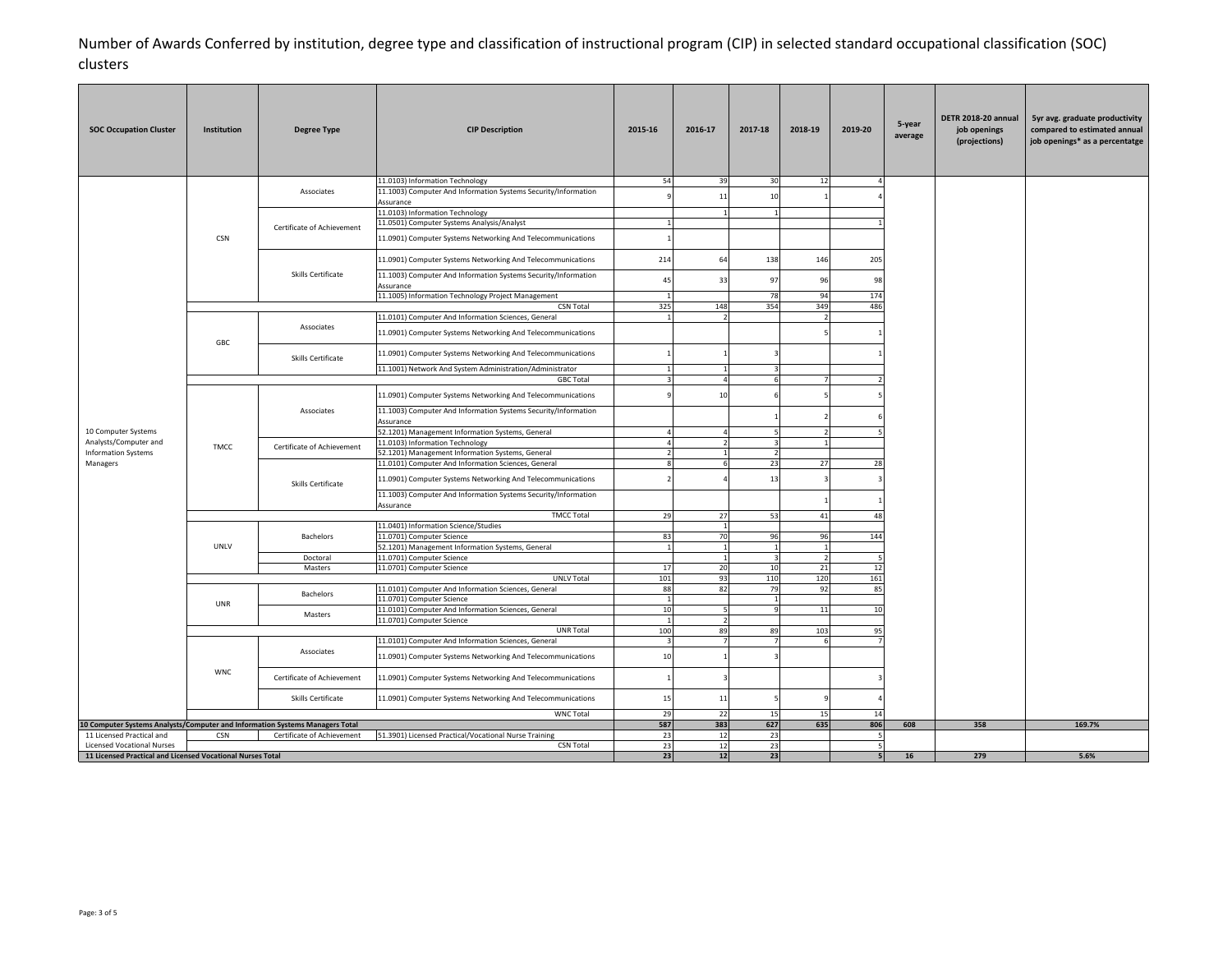# Number of Awards Conferred by institution, degree type and classification of instructional program (CIP) in selected standard occupational classification (SOC) clusters

| SOC Occupation Cluster | Institution | Degree Type | CIP Description | 2015-16 | 2016-17 | 2017-18 | 2018-19 | 2019-20 | 5-year average | DETR 2018-20 annual job openings (projections) | 5yr avg. graduate productivity compared to estimated annual job openings* as a percentatge |
|---|---|---|---|---|---|---|---|---|---|---|---|
| 10 Computer Systems Analysts/Computer and Information Systems Managers | CSN | Associates | 11.0103) Information Technology | 54 | 39 | 30 | 12 | 4 | | | |
| | | | 11.1003) Computer And Information Systems Security/Information Assurance | 9 | 11 | 10 | 1 | 4 | | | |
| | | Certificate of Achievement | 11.0103) Information Technology | | 1 | 1 | | | | | |
| | | | 11.0501) Computer Systems Analysis/Analyst | 1 | | | | 1 | | | |
| | | | 11.0901) Computer Systems Networking And Telecommunications | 1 | | | | | | | |
| | | Skills Certificate | 11.0901) Computer Systems Networking And Telecommunications | 214 | 64 | 138 | 146 | 205 | | | |
| | | | 11.1003) Computer And Information Systems Security/Information Assurance | 45 | 33 | 97 | 96 | 98 | | | |
| | | | 11.1005) Information Technology Project Management | 1 | | 78 | 94 | 174 | | | |
| | | | CSN Total | 325 | 148 | 354 | 349 | 486 | | | |
| | GBC | Associates | 11.0101) Computer And Information Sciences, General | 1 | 2 | | 2 | | | | |
| | | | 11.0901) Computer Systems Networking And Telecommunications | | | | 5 | 1 | | | |
| | | Skills Certificate | 11.0901) Computer Systems Networking And Telecommunications | 1 | 1 | 3 | | 1 | | | |
| | | | 11.1001) Network And System Administration/Administrator | 1 | 1 | 3 | | | | | |
| | | | GBC Total | 3 | 4 | 6 | 7 | 2 | | | |
| | TMCC | Associates | 11.0901) Computer Systems Networking And Telecommunications | 9 | 10 | 6 | 5 | 5 | | | |
| | | | 11.1003) Computer And Information Systems Security/Information Assurance | | | 1 | 2 | 6 | | | |
| | | | 52.1201) Management Information Systems, General | 4 | 4 | 5 | 2 | 5 | | | |
| | | Certificate of Achievement | 11.0103) Information Technology | 4 | 2 | 3 | 1 | | | | |
| | | | 52.1201) Management Information Systems, General | 2 | 1 | 2 | | | | | |
| | | Skills Certificate | 11.0101) Computer And Information Sciences, General | 8 | 6 | 23 | 27 | 28 | | | |
| | | | 11.0901) Computer Systems Networking And Telecommunications | 2 | 4 | 13 | 3 | 3 | | | |
| | | | 11.1003) Computer And Information Systems Security/Information Assurance | | | | 1 | 1 | | | |
| | | | TMCC Total | 29 | 27 | 53 | 41 | 48 | | | |
| | UNLV | Bachelors | 11.0401) Information Science/Studies | | 1 | | | | | | |
| | | | 11.0701) Computer Science | 83 | 70 | 96 | 96 | 144 | | | |
| | | | 52.1201) Management Information Systems, General | 1 | 1 | 1 | 1 | | | | |
| | | Doctoral | 11.0701) Computer Science | | 1 | 3 | 2 | 5 | | | |
| | | Masters | 11.0701) Computer Science | 17 | 20 | 10 | 21 | 12 | | | |
| | | | UNLV Total | 101 | 93 | 110 | 120 | 161 | | | |
| | UNR | Bachelors | 11.0101) Computer And Information Sciences, General | 88 | 82 | 79 | 92 | 85 | | | |
| | | | 11.0701) Computer Science | 1 | | 1 | | | | | |
| | | Masters | 11.0101) Computer And Information Sciences, General | 10 | 5 | 9 | 11 | 10 | | | |
| | | | 11.0701) Computer Science | 1 | 2 | | | | | | |
| | | | UNR Total | 100 | 89 | 89 | 103 | 95 | | | |
| | WNC | Associates | 11.0101) Computer And Information Sciences, General | 3 | 7 | 7 | 6 | 7 | | | |
| | | | 11.0901) Computer Systems Networking And Telecommunications | 10 | 1 | 3 | | | | | |
| | | Certificate of Achievement | 11.0901) Computer Systems Networking And Telecommunications | 1 | 3 | | | 3 | | | |
| | | Skills Certificate | 11.0901) Computer Systems Networking And Telecommunications | 15 | 11 | 5 | 9 | 4 | | | |
| | | | WNC Total | 29 | 22 | 15 | 15 | 14 | | | |
| **10 Computer Systems Analysts/Computer and Information Systems Managers Total** | | | | **587** | **383** | **627** | **635** | **806** | **608** | **358** | **169.7%** |
| 11 Licensed Practical and Licensed Vocational Nurses | CSN | Certificate of Achievement | 51.3901) Licensed Practical/Vocational Nurse Training | 23 | 12 | 23 | | 5 | | | |
| | | | CSN Total | 23 | 12 | 23 | | 5 | | | |
| **11 Licensed Practical and Licensed Vocational Nurses Total** | | | | **23** | **12** | **23** | | **5** | **16** | **279** | **5.6%** |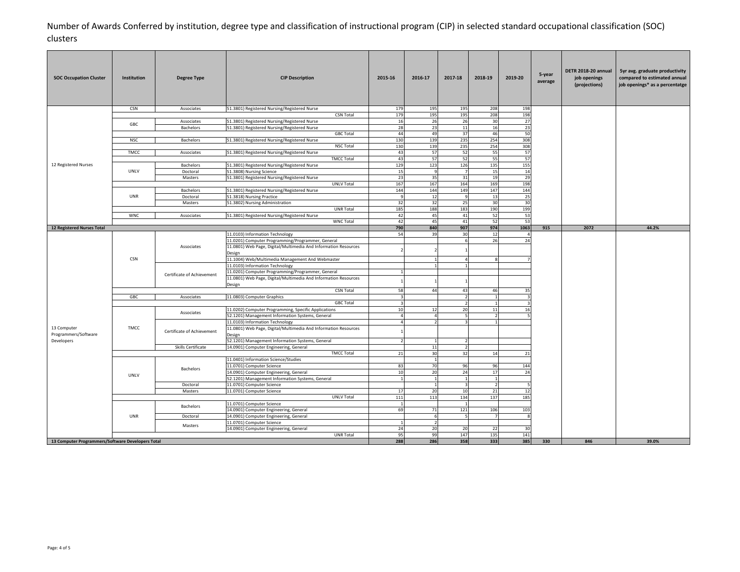# Number of Awards Conferred by institution, degree type and classification of instructional program (CIP) in selected standard occupational classification (SOC) clusters

| SOC Occupation Cluster | Institution | Degree Type | CIP Description | 2015-16 | 2016-17 | 2017-18 | 2018-19 | 2019-20 | 5-year average | DETR 2018-20 annual job openings (projections) | 5yr avg. graduate productivity compared to estimated annual job openings* as a percentatge |
|---|---|---|---|---|---|---|---|---|---|---|---|
| 12 Registered Nurses | CSN | Associates | 51.3801) Registered Nursing/Registered Nurse | 179 | 195 | 195 | 208 | 198 | | | |
| | | | CSN Total | 179 | 195 | 195 | 208 | 198 | | | |
| | GBC | Associates | 51.3801) Registered Nursing/Registered Nurse | 16 | 26 | 26 | 30 | 27 | | | |
| | | Bachelors | 51.3801) Registered Nursing/Registered Nurse | 28 | 23 | 11 | 16 | 23 | | | |
| | | | GBC Total | 44 | 49 | 37 | 46 | 50 | | | |
| | NSC | Bachelors | 51.3801) Registered Nursing/Registered Nurse | 130 | 139 | 235 | 254 | 308 | | | |
| | | | NSC Total | 130 | 139 | 235 | 254 | 308 | | | |
| | TMCC | Associates | 51.3801) Registered Nursing/Registered Nurse | 43 | 57 | 52 | 55 | 57 | | | |
| | | | TMCC Total | 43 | 57 | 52 | 55 | 57 | | | |
| | UNLV | Bachelors | 51.3801) Registered Nursing/Registered Nurse | 129 | 123 | 126 | 135 | 155 | | | |
| | | Doctoral | 51.3808) Nursing Science | 15 | 9 | 7 | 15 | 14 | | | |
| | | Masters | 51.3801) Registered Nursing/Registered Nurse | 23 | 35 | 31 | 19 | 29 | | | |
| | | | UNLV Total | 167 | 167 | 164 | 169 | 198 | | | |
| | UNR | Bachelors | 51.3801) Registered Nursing/Registered Nurse | 144 | 144 | 149 | 147 | 144 | | | |
| | | Doctoral | 51.3818) Nursing Practice | 9 | 12 | 9 | 13 | 25 | | | |
| | | Masters | 51.3802) Nursing Administration | 32 | 32 | 25 | 30 | 30 | | | |
| | | | UNR Total | 185 | 188 | 183 | 190 | 199 | | | |
| | WNC | Associates | 51.3801) Registered Nursing/Registered Nurse | 42 | 45 | 41 | 52 | 53 | | | |
| | | | WNC Total | 42 | 45 | 41 | 52 | 53 | | | |
| **12 Registered Nurses Total** | | | | **790** | **840** | **907** | **974** | **1063** | **915** | **2072** | **44.2%** |
| 13 Computer Programmers/Software Developers | CSN | Associates | 11.0103) Information Technology | 54 | 39 | 30 | 12 | 4 | | | |
| | | | 11.0201) Computer Programming/Programmer, General | | | 6 | 26 | 24 | | | |
| | | | 11.0801) Web Page, Digital/Multimedia And Information Resources Design | 2 | 2 | 1 | | | | | |
| | | | 11.1004) Web/Multimedia Management And Webmaster | | 1 | 4 | 8 | 7 | | | |
| | | Certificate of Achievement | 11.0103) Information Technology | | 1 | 1 | | | | | |
| | | | 11.0201) Computer Programming/Programmer, General | 1 | | | | | | | |
| | | | 11.0801) Web Page, Digital/Multimedia And Information Resources Design | 1 | 1 | 1 | | | | | |
| | | | CSN Total | 58 | 44 | 43 | 46 | 35 | | | |
| | GBC | Associates | 11.0803) Computer Graphics | 3 | | 2 | 1 | 3 | | | |
| | | | GBC Total | 3 | | 2 | 1 | 3 | | | |
| | TMCC | Associates | 11.0202) Computer Programming, Specific Applications | 10 | 12 | 20 | 11 | 16 | | | |
| | | | 52.1201) Management Information Systems, General | 4 | 4 | 5 | 2 | 5 | | | |
| | | Certificate of Achievement | 11.0103) Information Technology | 4 | 2 | 3 | 1 | | | | |
| | | | 11.0801) Web Page, Digital/Multimedia And Information Resources Design | 1 | | | | | | | |
| | | | 52.1201) Management Information Systems, General | 2 | 1 | 2 | | | | | |
| | | Skills Certificate | 14.0901) Computer Engineering, General | | 11 | 2 | | | | | |
| | | | TMCC Total | 21 | 30 | 32 | 14 | 21 | | | |
| | UNLV | Bachelors | 11.0401) Information Science/Studies | | 1 | | | | | | |
| | | | 11.0701) Computer Science | 83 | 70 | 96 | 96 | 144 | | | |
| | | | 14.0901) Computer Engineering, General | 10 | 20 | 24 | 17 | 24 | | | |
| | | | 52.1201) Management Information Systems, General | 1 | 1 | 1 | 1 | | | | |
| | | Doctoral | 11.0701) Computer Science | | 1 | 3 | 2 | 5 | | | |
| | | Masters | 11.0701) Computer Science | 17 | 20 | 10 | 21 | 12 | | | |
| | | | UNLV Total | 111 | 113 | 134 | 137 | 185 | | | |
| | UNR | Bachelors | 11.0701) Computer Science | 1 | | 1 | | | | | |
| | | | 14.0901) Computer Engineering, General | 69 | 71 | 121 | 106 | 103 | | | |
| | | Doctoral | 14.0901) Computer Engineering, General | | 6 | 5 | 7 | 8 | | | |
| | | Masters | 11.0701) Computer Science | 1 | 2 | | | | | | |
| | | | 14.0901) Computer Engineering, General | 24 | 20 | 20 | 22 | 30 | | | |
| | | | UNR Total | 95 | 99 | 147 | 135 | 141 | | | |
| **13 Computer Programmers/Software Developers Total** | | | | **288** | **286** | **358** | **333** | **385** | **330** | **846** | **39.0%** |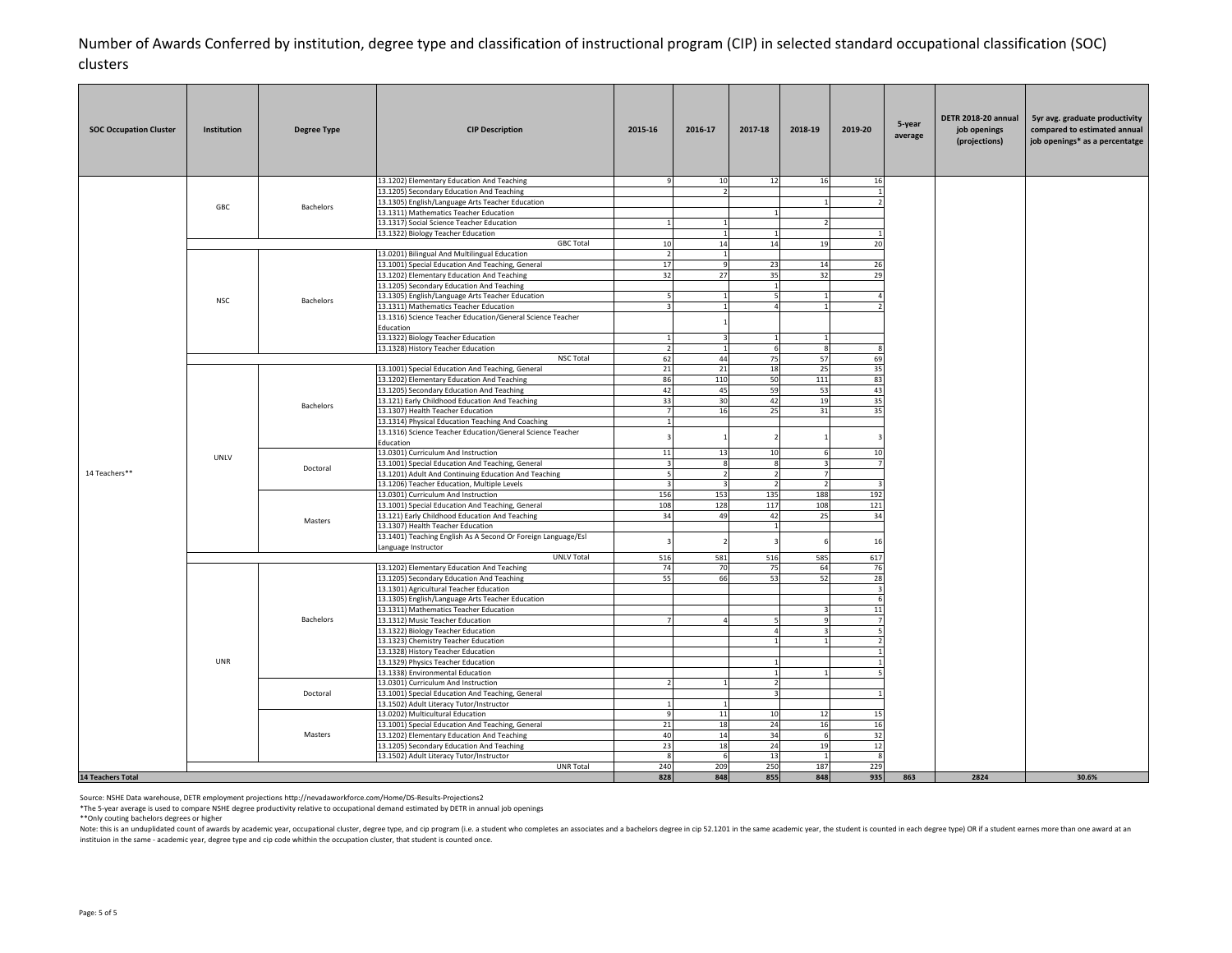# Number of Awards Conferred by institution, degree type and classification of instructional program (CIP) in selected standard occupational classification (SOC) clusters

| SOC Occupation Cluster | Institution | Degree Type | CIP Description | 2015-16 | 2016-17 | 2017-18 | 2018-19 | 2019-20 | 5-year average | DETR 2018-20 annual job openings (projections) | 5yr avg. graduate productivity compared to estimated annual job openings* as a percentatge |
|---|---|---|---|---|---|---|---|---|---|---|---|
| 14 Teachers** | GBC | Bachelors | 13.1202) Elementary Education And Teaching | 9 | 10 | 12 | 16 | 16 | | | |
| | | | 13.1205) Secondary Education And Teaching | | 2 | | | 1 | | | |
| | | | 13.1305) English/Language Arts Teacher Education | | | | 1 | 2 | | | |
| | | | 13.1311) Mathematics Teacher Education | | | 1 | | | | | |
| | | | 13.1317) Social Science Teacher Education | 1 | 1 | | 2 | | | | |
| | | | 13.1322) Biology Teacher Education | | 1 | 1 | | 1 | | | |
| | | | GBC Total | 10 | 14 | 14 | 19 | 20 | | | |
| | NSC | Bachelors | 13.0201) Bilingual And Multilingual Education | 2 | 1 | | | | | | |
| | | | 13.1001) Special Education And Teaching, General | 17 | 9 | 23 | 14 | 26 | | | |
| | | | 13.1202) Elementary Education And Teaching | 32 | 27 | 35 | 32 | 29 | | | |
| | | | 13.1205) Secondary Education And Teaching | | | 1 | | | | | |
| | | | 13.1305) English/Language Arts Teacher Education | 5 | 1 | 5 | 1 | 4 | | | |
| | | | 13.1311) Mathematics Teacher Education | 3 | 1 | 4 | 1 | 2 | | | |
| | | | 13.1316) Science Teacher Education/General Science Teacher Education | | 1 | | | | | | |
| | | | 13.1322) Biology Teacher Education | 1 | 3 | 1 | 1 | | | | |
| | | | 13.1328) History Teacher Education | 2 | 1 | 6 | 8 | 8 | | | |
| | | | NSC Total | 62 | 44 | 75 | 57 | 69 | | | |
| | UNLV | Bachelors | 13.1001) Special Education And Teaching, General | 21 | 21 | 18 | 25 | 35 | | | |
| | | | 13.1202) Elementary Education And Teaching | 86 | 110 | 50 | 111 | 83 | | | |
| | | | 13.1205) Secondary Education And Teaching | 42 | 45 | 59 | 53 | 43 | | | |
| | | | 13.121) Early Childhood Education And Teaching | 33 | 30 | 42 | 19 | 35 | | | |
| | | | 13.1307) Health Teacher Education | 7 | 16 | 25 | 31 | 35 | | | |
| | | | 13.1314) Physical Education Teaching And Coaching | 1 | | | | | | | |
| | | | 13.1316) Science Teacher Education/General Science Teacher Education | 3 | 1 | 2 | 1 | 3 | | | |
| | | Doctoral | 13.0301) Curriculum And Instruction | 11 | 13 | 10 | 6 | 10 | | | |
| | | | 13.1001) Special Education And Teaching, General | 3 | 8 | 8 | 3 | 7 | | | |
| | | | 13.1201) Adult And Continuing Education And Teaching | 5 | 2 | 2 | 7 | | | | |
| | | | 13.1206) Teacher Education, Multiple Levels | 3 | 3 | 2 | 2 | 3 | | | |
| | | Masters | 13.0301) Curriculum And Instruction | 156 | 153 | 135 | 188 | 192 | | | |
| | | | 13.1001) Special Education And Teaching, General | 108 | 128 | 117 | 108 | 121 | | | |
| | | | 13.121) Early Childhood Education And Teaching | 34 | 49 | 42 | 25 | 34 | | | |
| | | | 13.1307) Health Teacher Education | | | 1 | | | | | |
| | | | 13.1401) Teaching English As A Second Or Foreign Language/Esl Language Instructor | 3 | 2 | 3 | 6 | 16 | | | |
| | | | UNLV Total | 516 | 581 | 516 | 585 | 617 | | | |
| | UNR | Bachelors | 13.1202) Elementary Education And Teaching | 74 | 70 | 75 | 64 | 76 | | | |
| | | | 13.1205) Secondary Education And Teaching | 55 | 66 | 53 | 52 | 28 | | | |
| | | | 13.1301) Agricultural Teacher Education | | | | | 3 | | | |
| | | | 13.1305) English/Language Arts Teacher Education | | | | | 6 | | | |
| | | | 13.1311) Mathematics Teacher Education | | | | 3 | 11 | | | |
| | | | 13.1312) Music Teacher Education | 7 | 4 | 5 | 9 | 7 | | | |
| | | | 13.1322) Biology Teacher Education | | | 4 | 3 | 5 | | | |
| | | | 13.1323) Chemistry Teacher Education | | | 1 | 1 | 2 | | | |
| | | | 13.1328) History Teacher Education | | | | | 1 | | | |
| | | | 13.1329) Physics Teacher Education | | | 1 | | 1 | | | |
| | | | 13.1338) Environmental Education | | | 1 | 1 | 5 | | | |
| | | Doctoral | 13.0301) Curriculum And Instruction | 2 | 1 | 2 | | | | | |
| | | | 13.1001) Special Education And Teaching, General | | | 3 | | 1 | | | |
| | | | 13.1502) Adult Literacy Tutor/Instructor | 1 | 1 | | | | | | |
| | | Masters | 13.0202) Multicultural Education | 9 | 11 | 10 | 12 | 15 | | | |
| | | | 13.1001) Special Education And Teaching, General | 21 | 18 | 24 | 16 | 16 | | | |
| | | | 13.1202) Elementary Education And Teaching | 40 | 14 | 34 | 6 | 32 | | | |
| | | | 13.1205) Secondary Education And Teaching | 23 | 18 | 24 | 19 | 12 | | | |
| | | | 13.1502) Adult Literacy Tutor/Instructor | 8 | 6 | 13 | 1 | 8 | | | |
| | | | UNR Total | 240 | 209 | 250 | 187 | 229 | | | |
| **14 Teachers Total** | | | | **828** | **848** | **855** | **848** | **935** | **863** | **2824** | **30.6%** |

Source: NSHE Data warehouse, DETR employment projections http://nevadaworkforce.com/Home/DS-Results-Projections2

*The 5-year average is used to compare NSHE degree productivity relative to occupational demand estimated by DETR in annual job openings

**Only couting bachelors degrees or higher

Note: this is an unduplicated count of awards by academic year, occupational cluster, degree type, and cip program (i.e. a student who completes an associates and a bachelors degree in cip 52.1201 in the same academic year, the student is counted in each degree type) OR if a student earnes more than one award at an instituion in the same - academic year, degree type and cip code whithin the occupation cluster, that student is counted once.